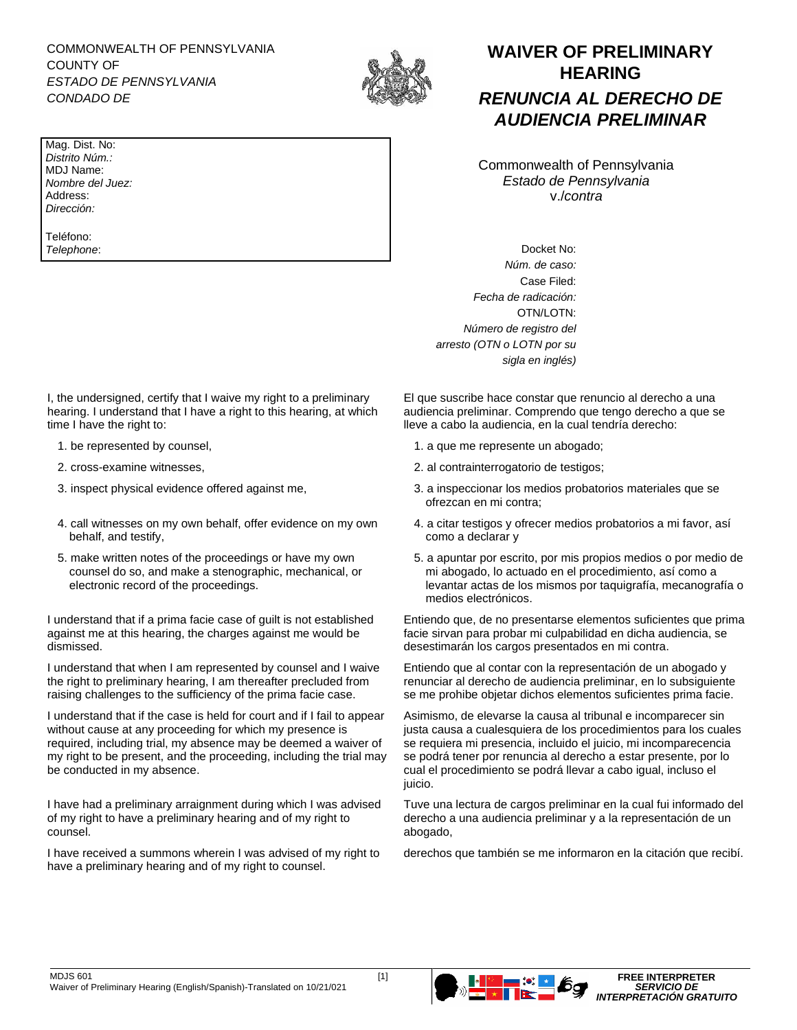COMMONWEALTH OF PENNSYLVANIA
COUNTY OF
*ESTADO DE PENNSYLVANIA*
*CONDADO DE*

# WAIVER OF PRELIMINARY HEARING

# *RENUNCIA AL DERECHO DE AUDIENCIA PRELIMINAR*

Mag. Dist. No:
*Distrito Núm.:*
MDJ Name:
*Nombre del Juez:*
Address:
*Dirección:*

Teléfono:
*Telephone*:

Commonwealth of Pennsylvania
*Estado de Pennsylvania*
v./*contra*

Docket No:
*Núm. de caso:*
Case Filed:
*Fecha de radicación:*
OTN/LOTN:
*Número de registro del arresto (OTN o LOTN por su sigla en inglés)*

I, the undersigned, certify that I waive my right to a preliminary hearing. I understand that I have a right to this hearing, at which time I have the right to:

1. be represented by counsel,
2. cross-examine witnesses,
3. inspect physical evidence offered against me,
4. call witnesses on my own behalf, offer evidence on my own behalf, and testify,
5. make written notes of the proceedings or have my own counsel do so, and make a stenographic, mechanical, or electronic record of the proceedings.

I understand that if a prima facie case of guilt is not established against me at this hearing, the charges against me would be dismissed.

I understand that when I am represented by counsel and I waive the right to preliminary hearing, I am thereafter precluded from raising challenges to the sufficiency of the prima facie case.

I understand that if the case is held for court and if I fail to appear without cause at any proceeding for which my presence is required, including trial, my absence may be deemed a waiver of my right to be present, and the proceeding, including the trial may be conducted in my absence.

I have had a preliminary arraignment during which I was advised of my right to have a preliminary hearing and of my right to counsel.

I have received a summons wherein I was advised of my right to have a preliminary hearing and of my right to counsel.

El que suscribe hace constar que renuncio al derecho a una audiencia preliminar. Comprendo que tengo derecho a que se lleve a cabo la audiencia, en la cual tendría derecho:

1. a que me represente un abogado;
2. al contrainterrogatorio de testigos;
3. a inspeccionar los medios probatorios materiales que se ofrezcan en mi contra;
4. a citar testigos y ofrecer medios probatorios a mi favor, así como a declarar y
5. a apuntar por escrito, por mis propios medios o por medio de mi abogado, lo actuado en el procedimiento, así como a levantar actas de los mismos por taquigrafía, mecanografía o medios electrónicos.

Entiendo que, de no presentarse elementos suficientes que prima facie sirvan para probar mi culpabilidad en dicha audiencia, se desestimarán los cargos presentados en mi contra.

Entiendo que al contar con la representación de un abogado y renunciar al derecho de audiencia preliminar, en lo subsiguiente se me prohibe objetar dichos elementos suficientes prima facie.

Asimismo, de elevarse la causa al tribunal e incomparecer sin justa causa a cualesquiera de los procedimientos para los cuales se requiera mi presencia, incluido el juicio, mi incomparecencia se podrá tener por renuncia al derecho a estar presente, por lo cual el procedimiento se podrá llevar a cabo igual, incluso el juicio.

Tuve una lectura de cargos preliminar en la cual fui informado del derecho a una audiencia preliminar y a la representación de un abogado,

derechos que también se me informaron en la citación que recibí.

MDJS 601
Waiver of Preliminary Hearing (English/Spanish)-Translated on 10/21/021

**FREE INTERPRETER**
***SERVICIO DE INTERPRETACIÓN GRATUITO***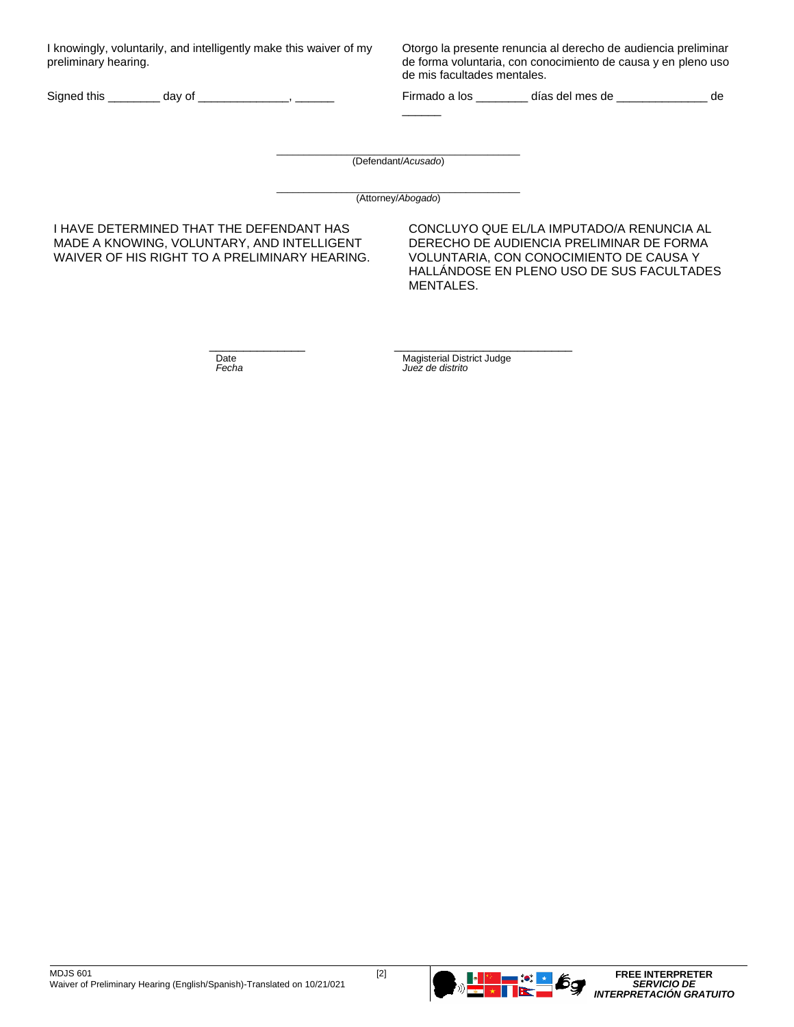I knowingly, voluntarily, and intelligently make this waiver of my preliminary hearing.

Otorgo la presente renuncia al derecho de audiencia preliminar de forma voluntaria, con conocimiento de causa y en pleno uso de mis facultades mentales.

Signed this ________ day of ______________, ______

Firmado a los ________ días del mes de ______________ de ______

______________________________________
(Defendant/*Acusado*)

______________________________________
(Attorney/*Abogado*)

I HAVE DETERMINED THAT THE DEFENDANT HAS MADE A KNOWING, VOLUNTARY, AND INTELLIGENT WAIVER OF HIS RIGHT TO A PRELIMINARY HEARING.

CONCLUYO QUE EL/LA IMPUTADO/A RENUNCIA AL DERECHO DE AUDIENCIA PRELIMINAR DE FORMA VOLUNTARIA, CON CONOCIMIENTO DE CAUSA Y HALLÁNDOSE EN PLENO USO DE SUS FACULTADES MENTALES.

________________
Date
*Fecha*

______________________________
Magisterial District Judge
*Juez de distrito*

MDJS 601
Waiver of Preliminary Hearing (English/Spanish)-Translated on 10/21/021

**FREE INTERPRETER**
***SERVICIO DE INTERPRETACIÓN GRATUITO***